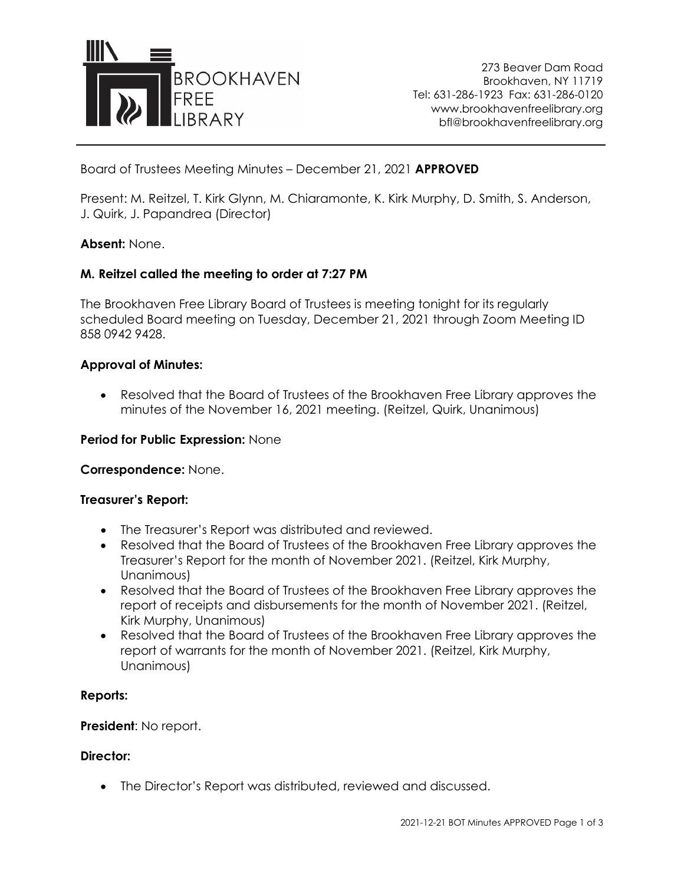BROOKHAVEN FREE LIBRARY

273 Beaver Dam Road
Brookhaven, NY 11719
Tel: 631-286-1923 Fax: 631-286-0120
www.brookhavenfreelibrary.org
bfl@brookhavenfreelibrary.org

Board of Trustees Meeting Minutes – December 21, 2021 **APPROVED**

Present: M. Reitzel, T. Kirk Glynn, M. Chiaramonte, K. Kirk Murphy, D. Smith, S. Anderson, J. Quirk, J. Papandrea (Director)

**Absent:** None.

**M. Reitzel called the meeting to order at 7:27 PM**

The Brookhaven Free Library Board of Trustees is meeting tonight for its regularly scheduled Board meeting on Tuesday, December 21, 2021 through Zoom Meeting ID 858 0942 9428.

**Approval of Minutes:**

- Resolved that the Board of Trustees of the Brookhaven Free Library approves the minutes of the November 16, 2021 meeting. (Reitzel, Quirk, Unanimous)

**Period for Public Expression:** None

**Correspondence:** None.

**Treasurer's Report:**

- The Treasurer's Report was distributed and reviewed.
- Resolved that the Board of Trustees of the Brookhaven Free Library approves the Treasurer's Report for the month of November 2021. (Reitzel, Kirk Murphy, Unanimous)
- Resolved that the Board of Trustees of the Brookhaven Free Library approves the report of receipts and disbursements for the month of November 2021. (Reitzel, Kirk Murphy, Unanimous)
- Resolved that the Board of Trustees of the Brookhaven Free Library approves the report of warrants for the month of November 2021. (Reitzel, Kirk Murphy, Unanimous)

**Reports:**

**President**: No report.

**Director:**

- The Director's Report was distributed, reviewed and discussed.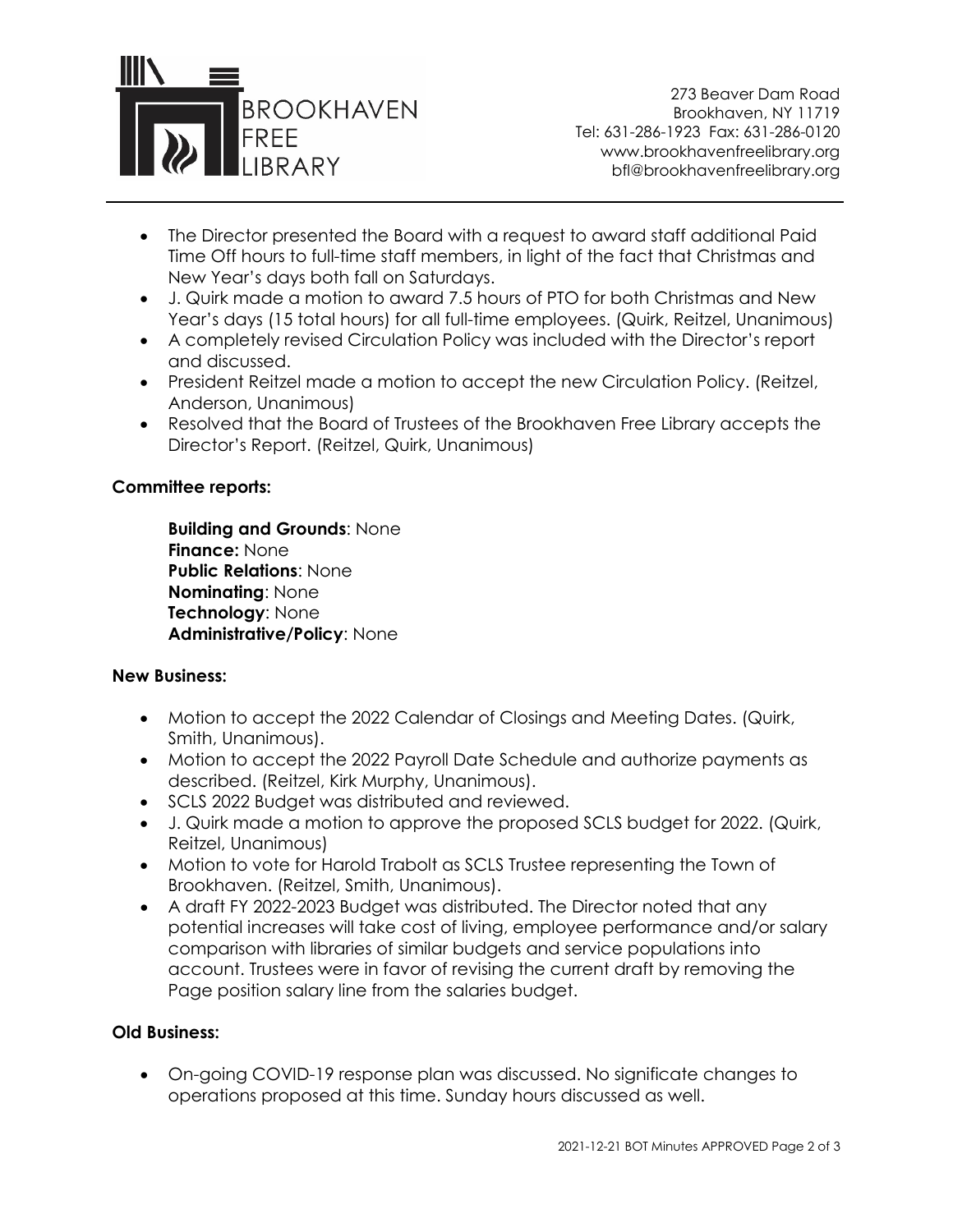- The Director presented the Board with a request to award staff additional Paid Time Off hours to full-time staff members, in light of the fact that Christmas and New Year's days both fall on Saturdays.
- J. Quirk made a motion to award 7.5 hours of PTO for both Christmas and New Year's days (15 total hours) for all full-time employees. (Quirk, Reitzel, Unanimous)
- A completely revised Circulation Policy was included with the Director's report and discussed.
- President Reitzel made a motion to accept the new Circulation Policy. (Reitzel, Anderson, Unanimous)
- Resolved that the Board of Trustees of the Brookhaven Free Library accepts the Director's Report. (Reitzel, Quirk, Unanimous)

**Committee reports:**

**Building and Grounds**: None
**Finance:** None
**Public Relations**: None
**Nominating**: None
**Technology**: None
**Administrative/Policy**: None

**New Business:**

- Motion to accept the 2022 Calendar of Closings and Meeting Dates. (Quirk, Smith, Unanimous).
- Motion to accept the 2022 Payroll Date Schedule and authorize payments as described. (Reitzel, Kirk Murphy, Unanimous).
- SCLS 2022 Budget was distributed and reviewed.
- J. Quirk made a motion to approve the proposed SCLS budget for 2022. (Quirk, Reitzel, Unanimous)
- Motion to vote for Harold Trabolt as SCLS Trustee representing the Town of Brookhaven. (Reitzel, Smith, Unanimous).
- A draft FY 2022-2023 Budget was distributed. The Director noted that any potential increases will take cost of living, employee performance and/or salary comparison with libraries of similar budgets and service populations into account. Trustees were in favor of revising the current draft by removing the Page position salary line from the salaries budget.

**Old Business:**

- On-going COVID-19 response plan was discussed. No significate changes to operations proposed at this time. Sunday hours discussed as well.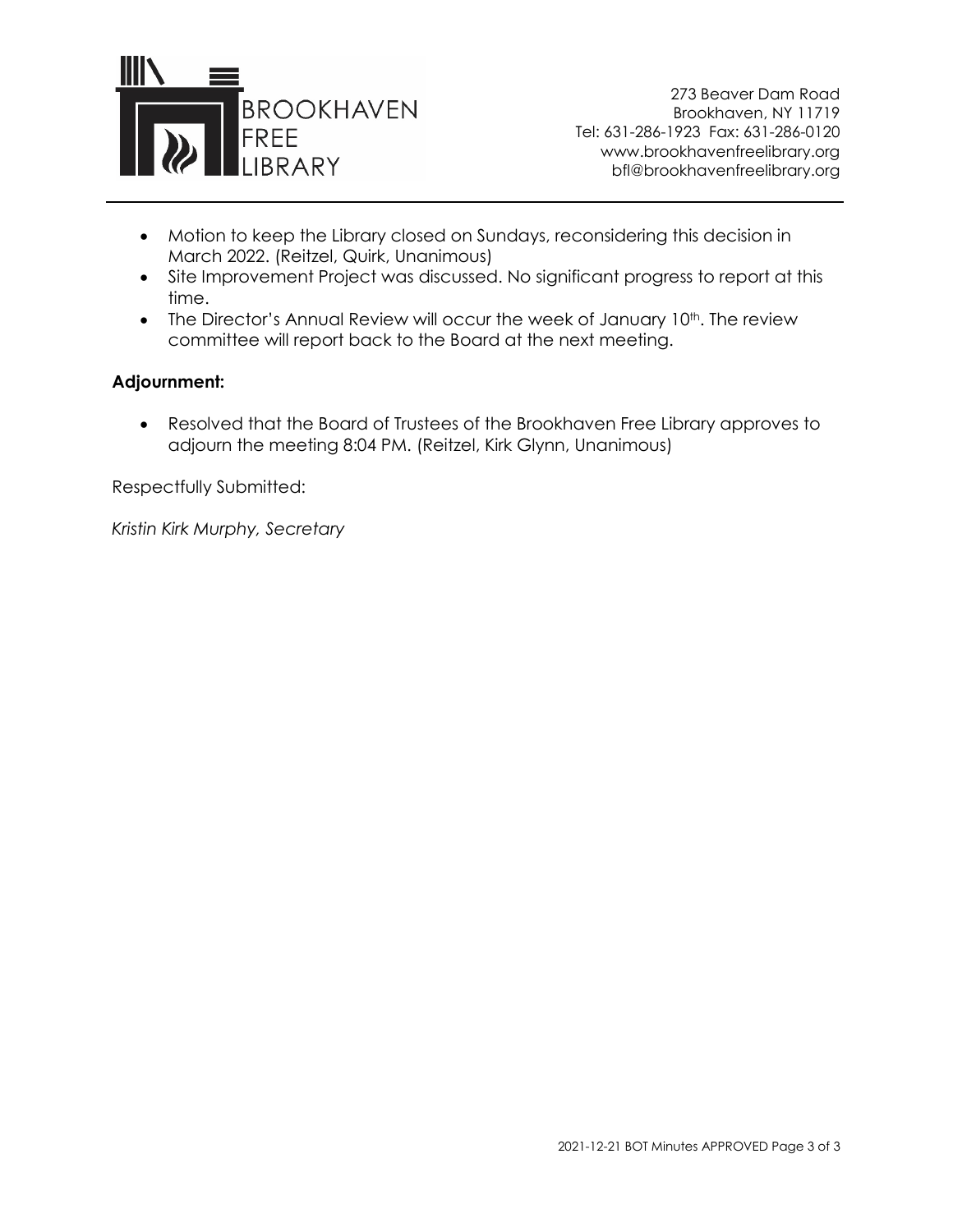- Motion to keep the Library closed on Sundays, reconsidering this decision in March 2022. (Reitzel, Quirk, Unanimous)
- Site Improvement Project was discussed. No significant progress to report at this time.
- The Director's Annual Review will occur the week of January 10th. The review committee will report back to the Board at the next meeting.

**Adjournment:**

- Resolved that the Board of Trustees of the Brookhaven Free Library approves to adjourn the meeting 8:04 PM. (Reitzel, Kirk Glynn, Unanimous)

Respectfully Submitted:

*Kristin Kirk Murphy, Secretary*